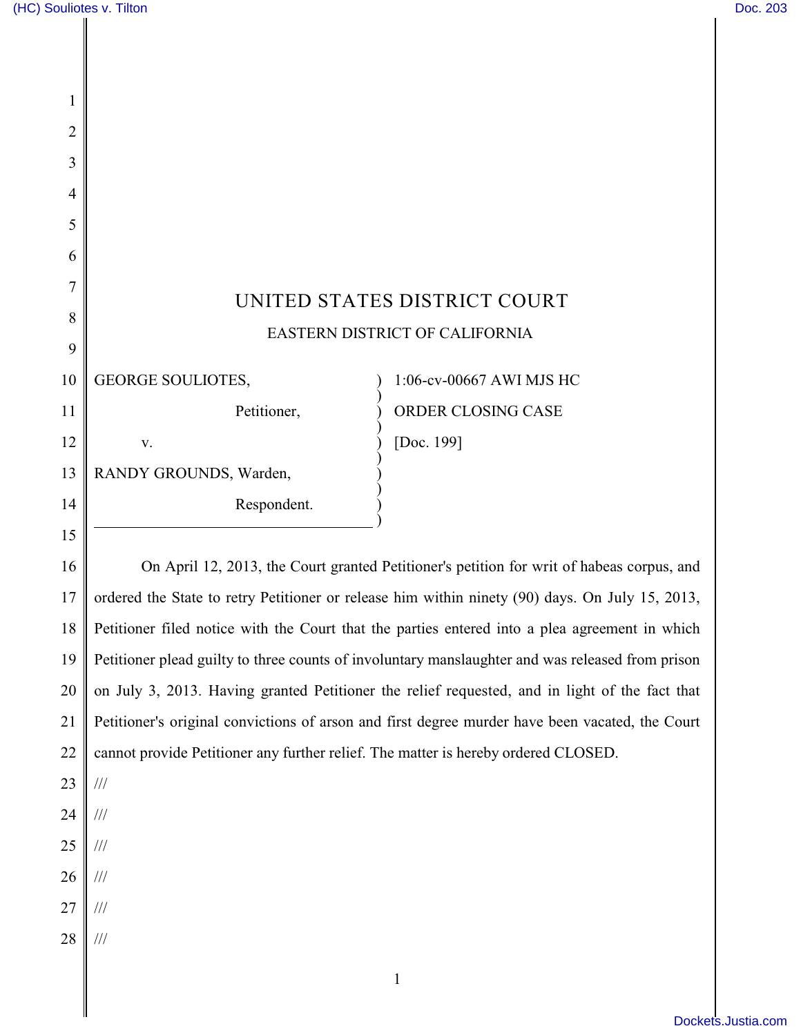# UNITED STATES DISTRICT COURT

## EASTERN DISTRICT OF CALIFORNIA

| | |
|---|---|
| GEORGE SOULIOTES, Petitioner, v. RANDY GROUNDS, Warden, Respondent. | 1:06-cv-00667 AWI MJS HC<br>ORDER CLOSING CASE<br>[Doc. 199] |

On April 12, 2013, the Court granted Petitioner's petition for writ of habeas corpus, and ordered the State to retry Petitioner or release him within ninety (90) days. On July 15, 2013, Petitioner filed notice with the Court that the parties entered into a plea agreement in which Petitioner plead guilty to three counts of involuntary manslaughter and was released from prison on July 3, 2013. Having granted Petitioner the relief requested, and in light of the fact that Petitioner's original convictions of arson and first degree murder have been vacated, the Court cannot provide Petitioner any further relief. The matter is hereby ordered CLOSED.

///

///

///

///

///

///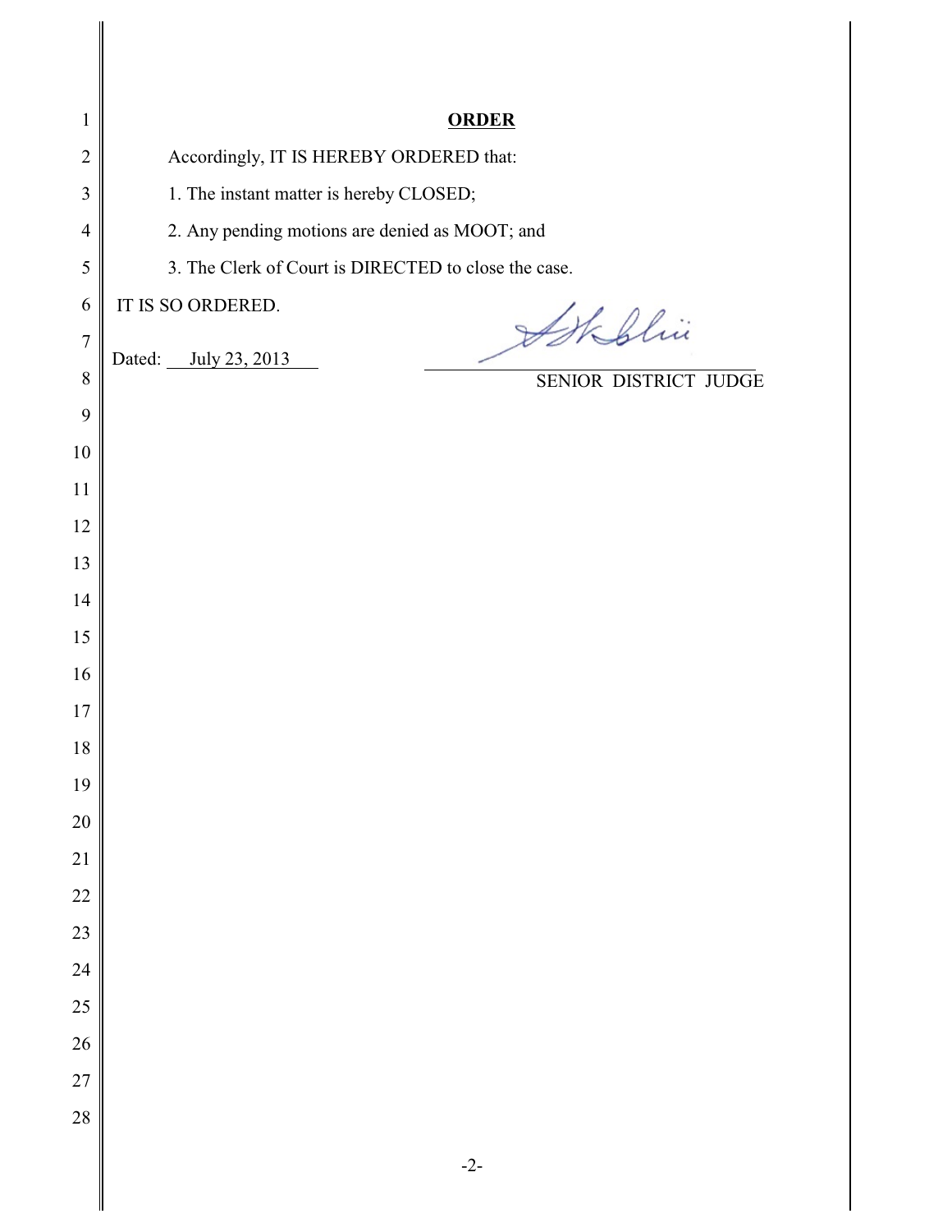**ORDER**

Accordingly, IT IS HEREBY ORDERED that:

1. The instant matter is hereby CLOSED;

2. Any pending motions are denied as MOOT; and

3. The Clerk of Court is DIRECTED to close the case.

IT IS SO ORDERED.

Dated: July 23, 2013

SENIOR DISTRICT JUDGE